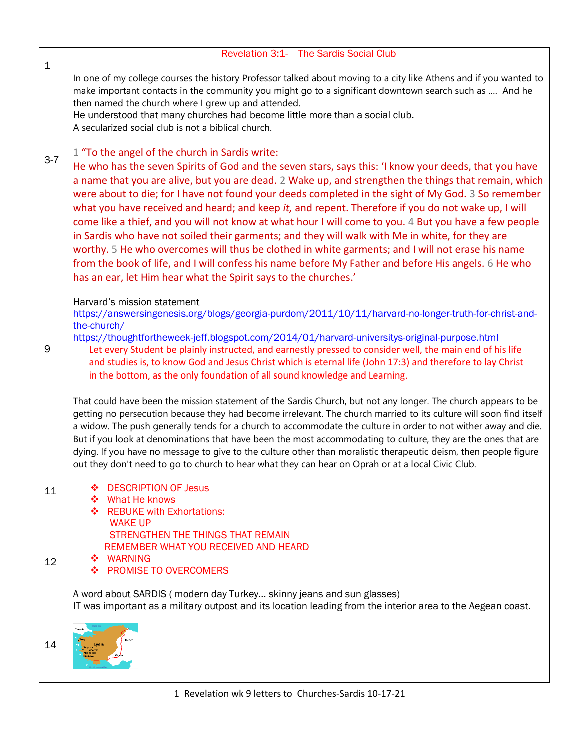# Revelation 3:1- The Sardis Social Club

1

In one of my college courses the history Professor talked about moving to a city like Athens and if you wanted to make important contacts in the community you might go to a significant downtown search such as …. And he then named the church where I grew up and attended.
He understood that many churches had become little more than a social club.
A secularized social club is not a biblical church.

3-7

1 "To the angel of the church in Sardis write:
He who has the seven Spirits of God and the seven stars, says this: 'I know your deeds, that you have a name that you are alive, but you are dead. 2 Wake up, and strengthen the things that remain, which were about to die; for I have not found your deeds completed in the sight of My God. 3 So remember what you have received and heard; and keep *it,* and repent. Therefore if you do not wake up, I will come like a thief, and you will not know at what hour I will come to you. 4 But you have a few people in Sardis who have not soiled their garments; and they will walk with Me in white, for they are worthy. 5 He who overcomes will thus be clothed in white garments; and I will not erase his name from the book of life, and I will confess his name before My Father and before His angels. 6 He who has an ear, let Him hear what the Spirit says to the churches.'

9

Harvard's mission statement
https://answersingenesis.org/blogs/georgia-purdom/2011/10/11/harvard-no-longer-truth-for-christ-and-the-church/
https://thoughtfortheweek-jeff.blogspot.com/2014/01/harvard-universitys-original-purpose.html

> Let every Student be plainly instructed, and earnestly pressed to consider well, the main end of his life and studies is, to know God and Jesus Christ which is eternal life (John 17:3) and therefore to lay Christ in the bottom, as the only foundation of all sound knowledge and Learning.

That could have been the mission statement of the Sardis Church, but not any longer. The church appears to be getting no persecution because they had become irrelevant. The church married to its culture will soon find itself a widow. The push generally tends for a church to accommodate the culture in order to not wither away and die. But if you look at denominations that have been the most accommodating to culture, they are the ones that are dying. If you have no message to give to the culture other than moralistic therapeutic deism, then people figure out they don't need to go to church to hear what they can hear on Oprah or at a local Civic Club.

11

- DESCRIPTION OF Jesus
- What He knows
- REBUKE with Exhortations:
  - WAKE UP
  - STRENGTHEN THE THINGS THAT REMAIN
  - REMEMBER WHAT YOU RECEIVED AND HEARD

12

- WARNING
- PROMISE TO OVERCOMERS

A word about SARDIS ( modern day Turkey… skinny jeans and sun glasses)
IT was important as a military outpost and its location leading from the interior area to the Aegean coast.

14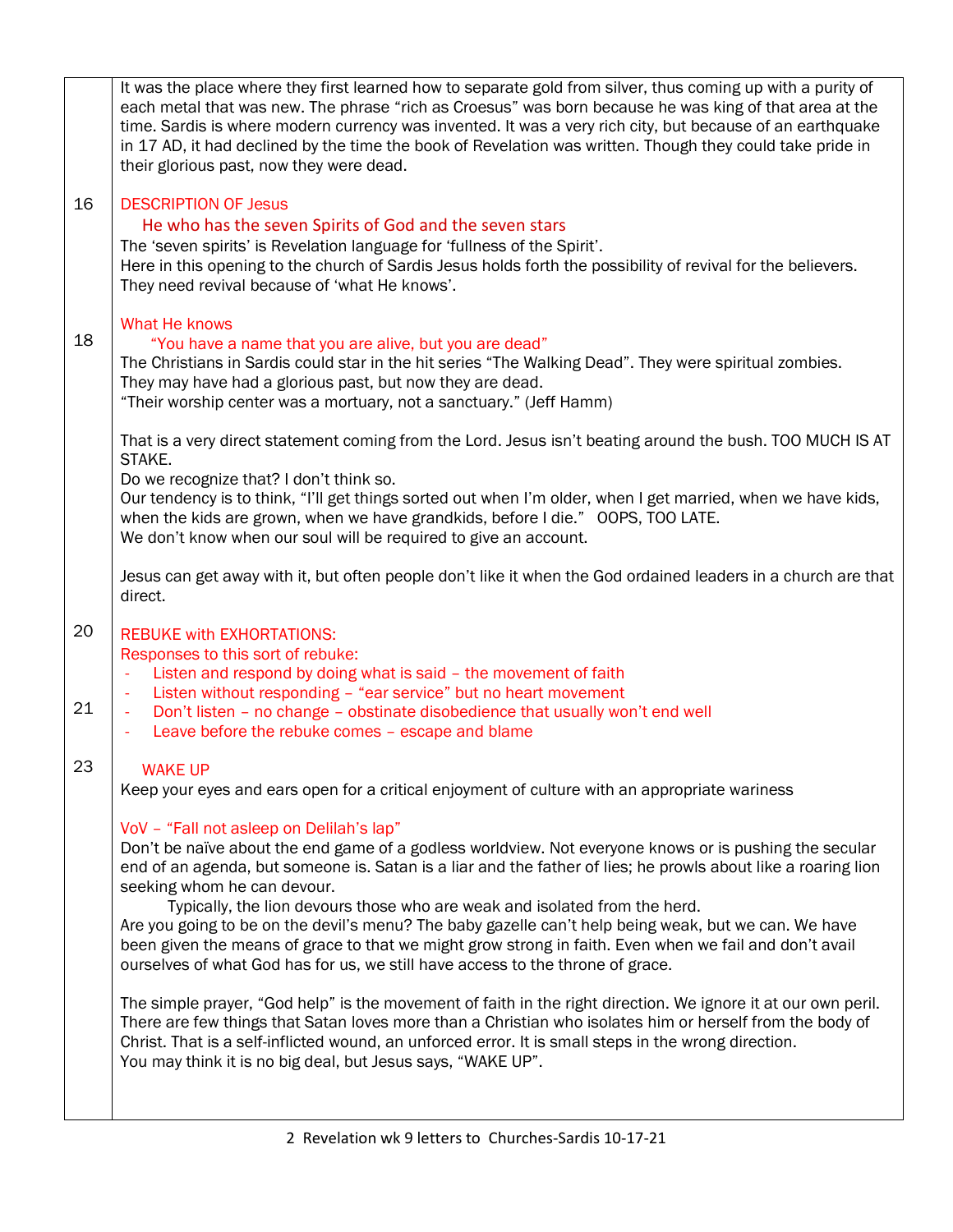| | |
|---|---|
| | It was the place where they first learned how to separate gold from silver, thus coming up with a purity of each metal that was new. The phrase "rich as Croesus" was born because he was king of that area at the time. Sardis is where modern currency was invented. It was a very rich city, but because of an earthquake in 17 AD, it had declined by the time the book of Revelation was written. Though they could take pride in their glorious past, now they were dead. |
| 16 | DESCRIPTION OF Jesus<br>He who has the seven Spirits of God and the seven stars<br>The 'seven spirits' is Revelation language for 'fullness of the Spirit'.<br>Here in this opening to the church of Sardis Jesus holds forth the possibility of revival for the believers. They need revival because of 'what He knows'. |
| 18 | What He knows<br>"You have a name that you are alive, but you are dead"<br>The Christians in Sardis could star in the hit series "The Walking Dead". They were spiritual zombies. They may have had a glorious past, but now they are dead.<br>"Their worship center was a mortuary, not a sanctuary." (Jeff Hamm)<br><br>That is a very direct statement coming from the Lord. Jesus isn't beating around the bush. TOO MUCH IS AT STAKE.<br>Do we recognize that? I don't think so.<br>Our tendency is to think, "I'll get things sorted out when I'm older, when I get married, when we have kids, when the kids are grown, when we have grandkids, before I die." OOPS, TOO LATE.<br>We don't know when our soul will be required to give an account.<br><br>Jesus can get away with it, but often people don't like it when the God ordained leaders in a church are that direct. |
| 20<br><br>21 | REBUKE with EXHORTATIONS:<br>Responses to this sort of rebuke:<br>- Listen and respond by doing what is said – the movement of faith<br>- Listen without responding – "ear service" but no heart movement<br>- Don't listen – no change – obstinate disobedience that usually won't end well<br>- Leave before the rebuke comes – escape and blame |
| 23 | WAKE UP<br>Keep your eyes and ears open for a critical enjoyment of culture with an appropriate wariness<br><br>VoV – "Fall not asleep on Delilah's lap"<br>Don't be naïve about the end game of a godless worldview. Not everyone knows or is pushing the secular end of an agenda, but someone is. Satan is a liar and the father of lies; he prowls about like a roaring lion seeking whom he can devour.<br>Typically, the lion devours those who are weak and isolated from the herd.<br>Are you going to be on the devil's menu? The baby gazelle can't help being weak, but we can. We have been given the means of grace to that we might grow strong in faith. Even when we fail and don't avail ourselves of what God has for us, we still have access to the throne of grace.<br><br>The simple prayer, "God help" is the movement of faith in the right direction. We ignore it at our own peril. There are few things that Satan loves more than a Christian who isolates him or herself from the body of Christ. That is a self-inflicted wound, an unforced error. It is small steps in the wrong direction.<br>You may think it is no big deal, but Jesus says, "WAKE UP". |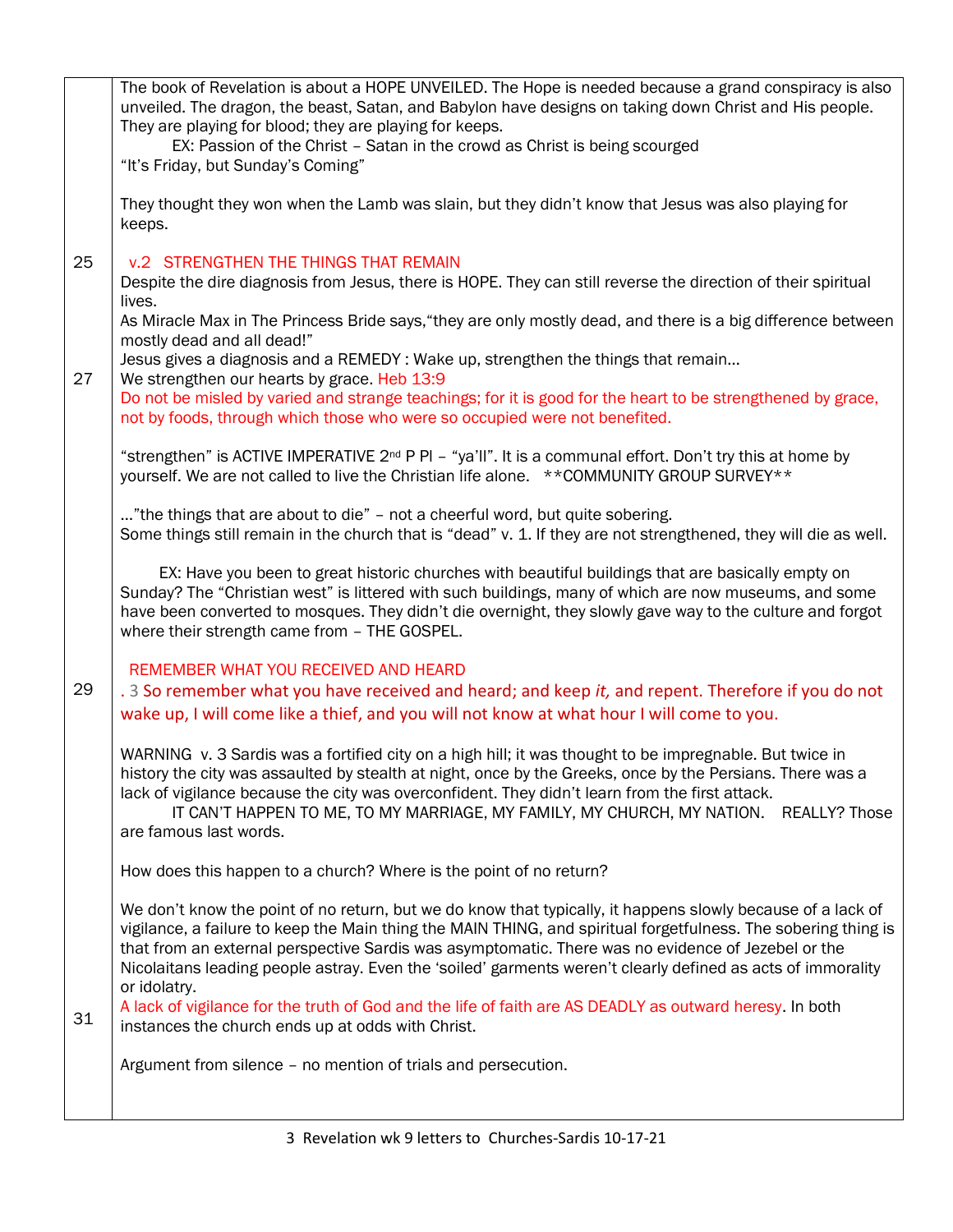| | |
|---|---|
| | The book of Revelation is about a HOPE UNVEILED. The Hope is needed because a grand conspiracy is also unveiled. The dragon, the beast, Satan, and Babylon have designs on taking down Christ and His people. They are playing for blood; they are playing for keeps.<br>EX: Passion of the Christ – Satan in the crowd as Christ is being scourged<br>"It's Friday, but Sunday's Coming"<br><br>They thought they won when the Lamb was slain, but they didn't know that Jesus was also playing for keeps. |
| 25 | v.2 STRENGTHEN THE THINGS THAT REMAIN<br>Despite the dire diagnosis from Jesus, there is HOPE. They can still reverse the direction of their spiritual lives.<br>As Miracle Max in The Princess Bride says,"they are only mostly dead, and there is a big difference between mostly dead and all dead!"<br>Jesus gives a diagnosis and a REMEDY : Wake up, strengthen the things that remain… |
| 27 | We strengthen our hearts by grace. Heb 13:9<br>Do not be misled by varied and strange teachings; for it is good for the heart to be strengthened by grace, not by foods, through which those who were so occupied were not benefited.<br><br>"strengthen" is ACTIVE IMPERATIVE 2nd P Pl – "ya'll". It is a communal effort. Don't try this at home by yourself. We are not called to live the Christian life alone. **COMMUNITY GROUP SURVEY**<br><br>…"the things that are about to die" – not a cheerful word, but quite sobering.<br>Some things still remain in the church that is "dead" v. 1. If they are not strengthened, they will die as well.<br><br>EX: Have you been to great historic churches with beautiful buildings that are basically empty on Sunday? The "Christian west" is littered with such buildings, many of which are now museums, and some have been converted to mosques. They didn't die overnight, they slowly gave way to the culture and forgot where their strength came from – THE GOSPEL. |
| 29 | REMEMBER WHAT YOU RECEIVED AND HEARD<br>. 3 So remember what you have received and heard; and keep *it,* and repent. Therefore if you do not wake up, I will come like a thief, and you will not know at what hour I will come to you.<br><br>WARNING v. 3 Sardis was a fortified city on a high hill; it was thought to be impregnable. But twice in history the city was assaulted by stealth at night, once by the Greeks, once by the Persians. There was a lack of vigilance because the city was overconfident. They didn't learn from the first attack.<br>IT CAN'T HAPPEN TO ME, TO MY MARRIAGE, MY FAMILY, MY CHURCH, MY NATION. REALLY? Those are famous last words.<br><br>How does this happen to a church? Where is the point of no return?<br><br>We don't know the point of no return, but we do know that typically, it happens slowly because of a lack of vigilance, a failure to keep the Main thing the MAIN THING, and spiritual forgetfulness. The sobering thing is that from an external perspective Sardis was asymptomatic. There was no evidence of Jezebel or the Nicolaitans leading people astray. Even the 'soiled' garments weren't clearly defined as acts of immorality or idolatry. |
| 31 | A lack of vigilance for the truth of God and the life of faith are AS DEADLY as outward heresy. In both instances the church ends up at odds with Christ.<br><br>Argument from silence – no mention of trials and persecution. |

3 Revelation wk 9 letters to Churches-Sardis 10-17-21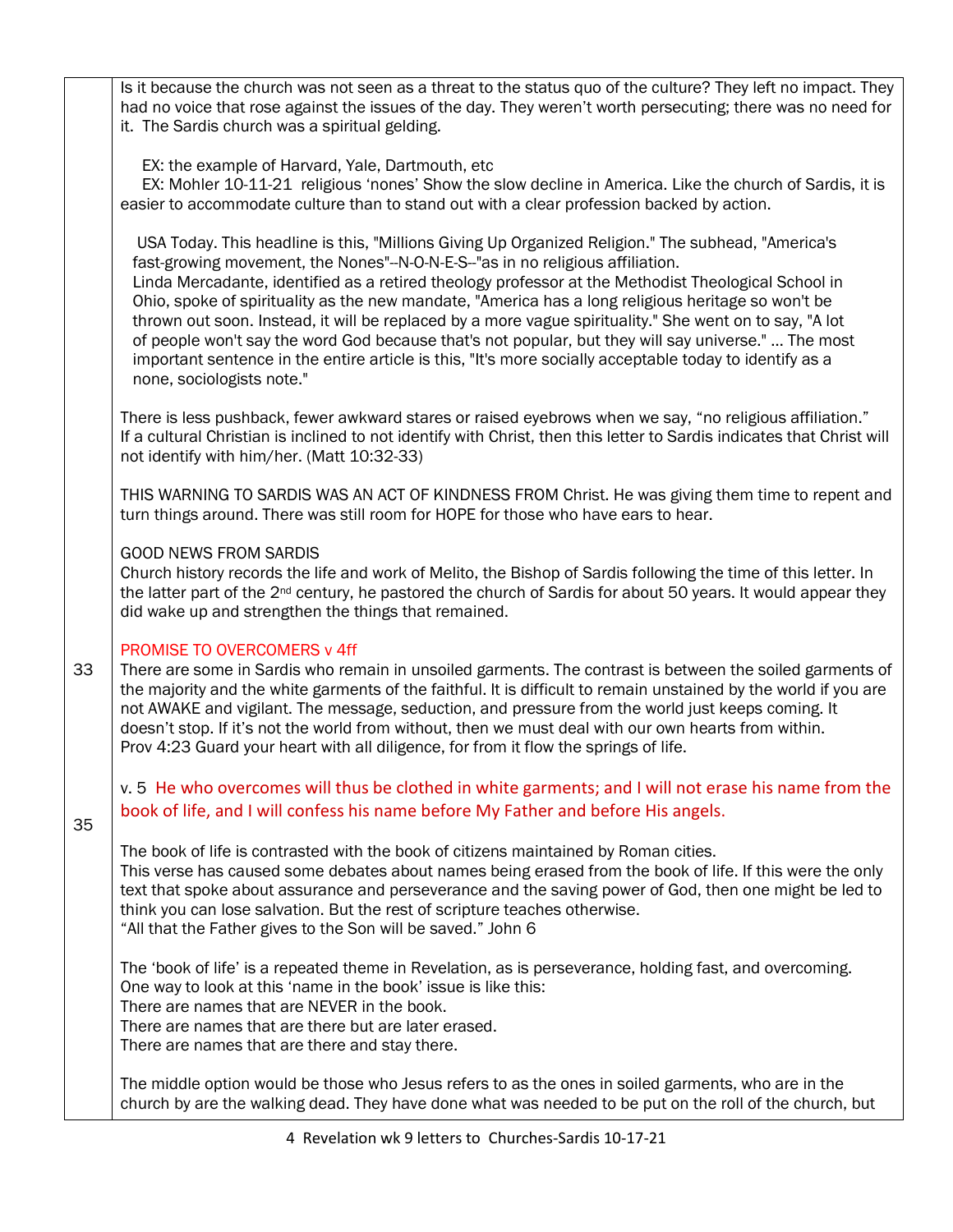Is it because the church was not seen as a threat to the status quo of the culture? They left no impact. They had no voice that rose against the issues of the day. They weren't worth persecuting; there was no need for it. The Sardis church was a spiritual gelding.

EX: the example of Harvard, Yale, Dartmouth, etc

EX: Mohler 10-11-21 religious 'nones' Show the slow decline in America. Like the church of Sardis, it is easier to accommodate culture than to stand out with a clear profession backed by action.

> USA Today. This headline is this, "Millions Giving Up Organized Religion." The subhead, "America's fast-growing movement, the Nones"--N-O-N-E-S--"as in no religious affiliation.
> Linda Mercadante, identified as a retired theology professor at the Methodist Theological School in Ohio, spoke of spirituality as the new mandate, "America has a long religious heritage so won't be thrown out soon. Instead, it will be replaced by a more vague spirituality." She went on to say, "A lot of people won't say the word God because that's not popular, but they will say universe." ... The most important sentence in the entire article is this, "It's more socially acceptable today to identify as a none, sociologists note."

There is less pushback, fewer awkward stares or raised eyebrows when we say, "no religious affiliation." If a cultural Christian is inclined to not identify with Christ, then this letter to Sardis indicates that Christ will not identify with him/her. (Matt 10:32-33)

THIS WARNING TO SARDIS WAS AN ACT OF KINDNESS FROM Christ. He was giving them time to repent and turn things around. There was still room for HOPE for those who have ears to hear.

GOOD NEWS FROM SARDIS
Church history records the life and work of Melito, the Bishop of Sardis following the time of this letter. In the latter part of the 2nd century, he pastored the church of Sardis for about 50 years. It would appear they did wake up and strengthen the things that remained.

PROMISE TO OVERCOMERS v 4ff

33

There are some in Sardis who remain in unsoiled garments. The contrast is between the soiled garments of the majority and the white garments of the faithful. It is difficult to remain unstained by the world if you are not AWAKE and vigilant. The message, seduction, and pressure from the world just keeps coming. It doesn't stop. If it's not the world from without, then we must deal with our own hearts from within.
Prov 4:23 Guard your heart with all diligence, for from it flow the springs of life.

35

v. 5 He who overcomes will thus be clothed in white garments; and I will not erase his name from the book of life, and I will confess his name before My Father and before His angels.

The book of life is contrasted with the book of citizens maintained by Roman cities.
This verse has caused some debates about names being erased from the book of life. If this were the only text that spoke about assurance and perseverance and the saving power of God, then one might be led to think you can lose salvation. But the rest of scripture teaches otherwise.
"All that the Father gives to the Son will be saved." John 6

The 'book of life' is a repeated theme in Revelation, as is perseverance, holding fast, and overcoming.
One way to look at this 'name in the book' issue is like this:
There are names that are NEVER in the book.
There are names that are there but are later erased.
There are names that are there and stay there.

The middle option would be those who Jesus refers to as the ones in soiled garments, who are in the church by are the walking dead. They have done what was needed to be put on the roll of the church, but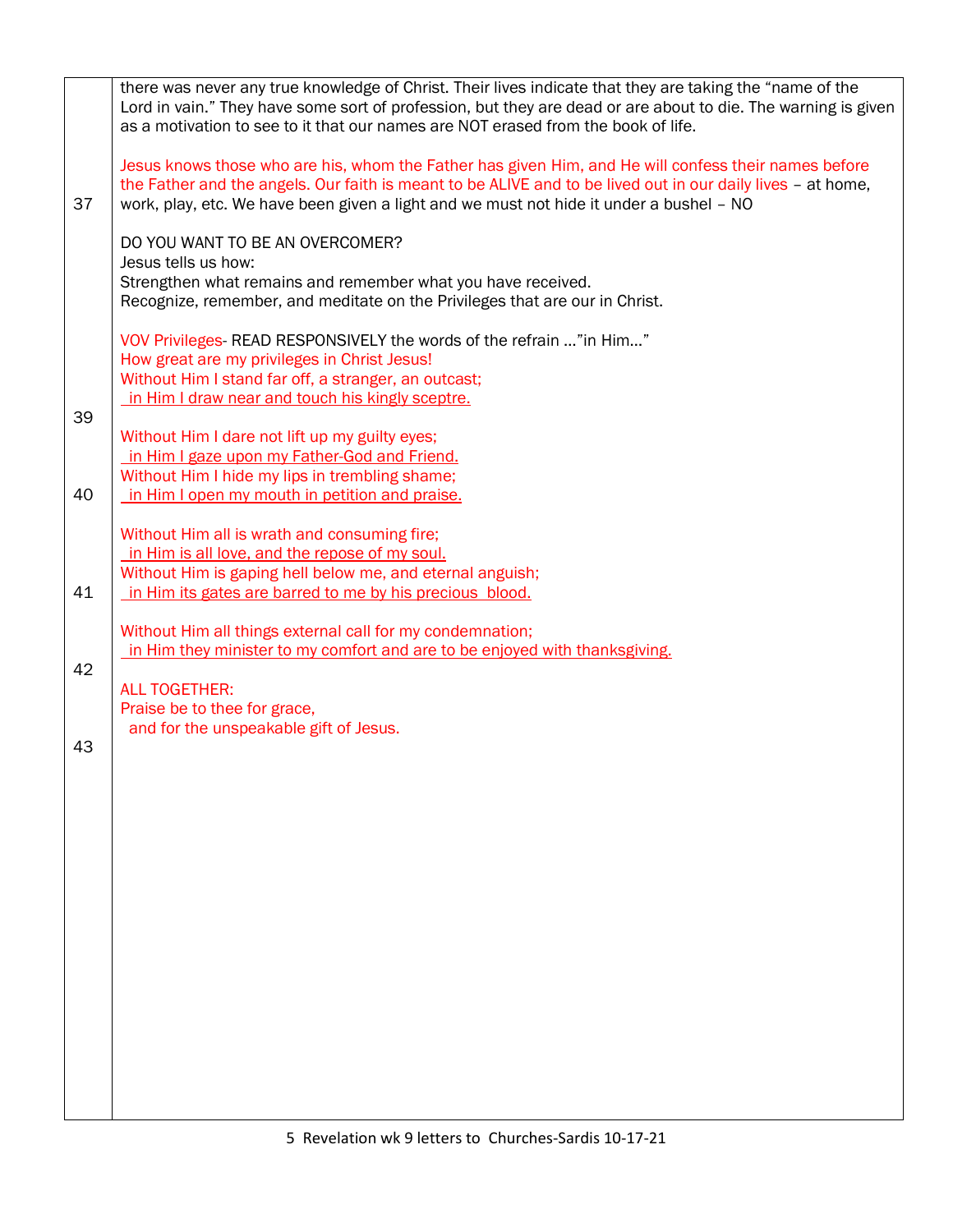| | |
|---|---|
| 37 | there was never any true knowledge of Christ. Their lives indicate that they are taking the "name of the Lord in vain." They have some sort of profession, but they are dead or are about to die. The warning is given as a motivation to see to it that our names are NOT erased from the book of life.<br><br>Jesus knows those who are his, whom the Father has given Him, and He will confess their names before the Father and the angels. Our faith is meant to be ALIVE and to be lived out in our daily lives – at home, work, play, etc. We have been given a light and we must not hide it under a bushel – NO<br><br>DO YOU WANT TO BE AN OVERCOMER?<br>Jesus tells us how:<br>Strengthen what remains and remember what you have received.<br>Recognize, remember, and meditate on the Privileges that are our in Christ. |
| 39 | VOV Privileges- READ RESPONSIVELY the words of the refrain …"in Him…"<br>How great are my privileges in Christ Jesus!<br>Without Him I stand far off, a stranger, an outcast;<br>in Him I draw near and touch his kingly sceptre.<br><br>Without Him I dare not lift up my guilty eyes;<br>in Him I gaze upon my Father-God and Friend. |
| 40 | Without Him I hide my lips in trembling shame;<br>in Him I open my mouth in petition and praise.<br><br>Without Him all is wrath and consuming fire;<br>in Him is all love, and the repose of my soul. |
| 41 | Without Him is gaping hell below me, and eternal anguish;<br>in Him its gates are barred to me by his precious blood.<br><br>Without Him all things external call for my condemnation;<br>in Him they minister to my comfort and are to be enjoyed with thanksgiving. |
| 42 | ALL TOGETHER:<br>Praise be to thee for grace,<br>and for the unspeakable gift of Jesus. |
| 43 | |